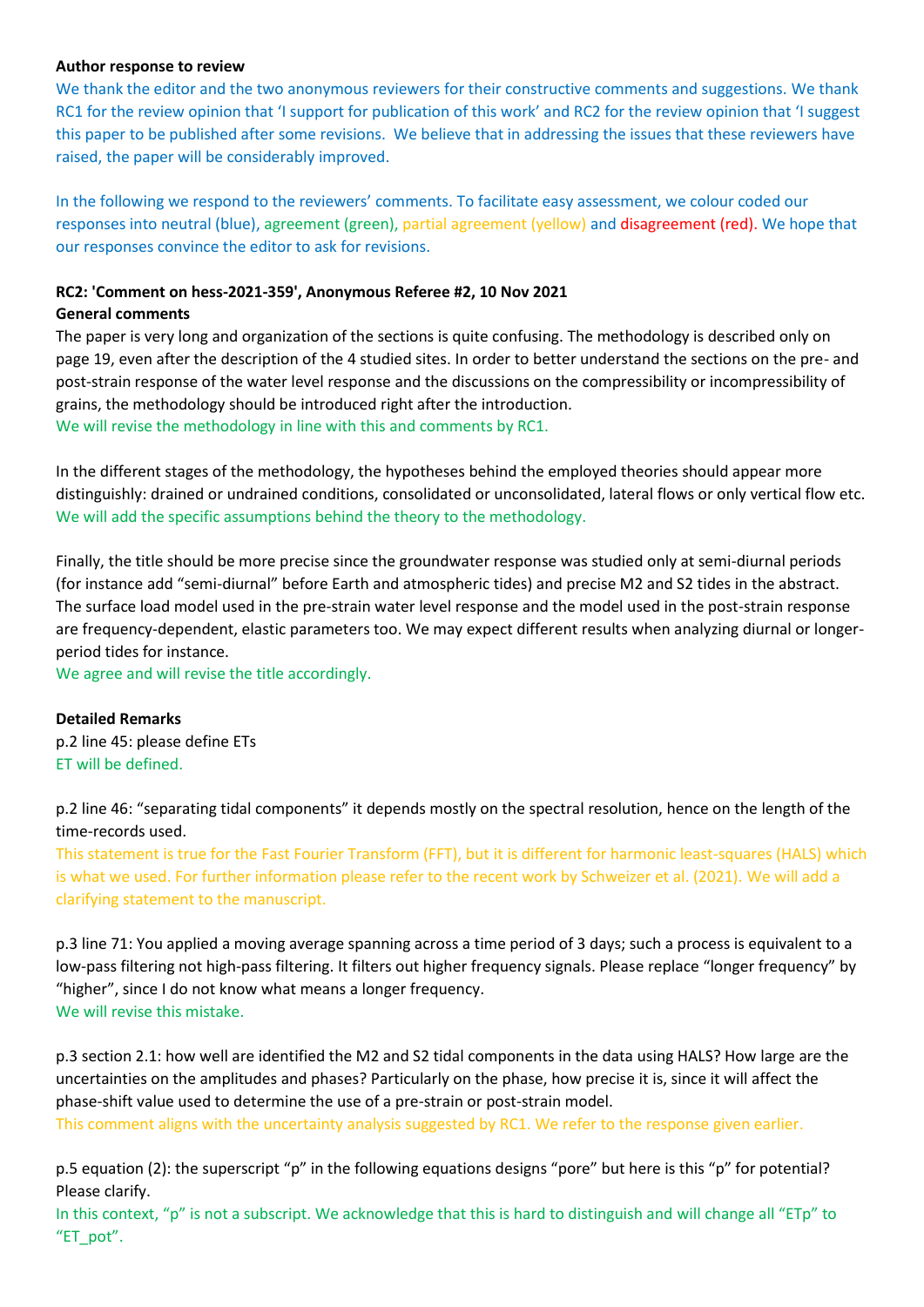**Author response to review**

We thank the editor and the two anonymous reviewers for their constructive comments and suggestions. We thank RC1 for the review opinion that 'I support for publication of this work' and RC2 for the review opinion that 'I suggest this paper to be published after some revisions. We believe that in addressing the issues that these reviewers have raised, the paper will be considerably improved.

In the following we respond to the reviewers' comments. To facilitate easy assessment, we colour coded our responses into neutral (blue), agreement (green), partial agreement (yellow) and disagreement (red). We hope that our responses convince the editor to ask for revisions.

**RC2: 'Comment on hess-2021-359', Anonymous Referee #2, 10 Nov 2021**

**General comments**

The paper is very long and organization of the sections is quite confusing. The methodology is described only on page 19, even after the description of the 4 studied sites. In order to better understand the sections on the pre- and post-strain response of the water level response and the discussions on the compressibility or incompressibility of grains, the methodology should be introduced right after the introduction.

We will revise the methodology in line with this and comments by RC1.

In the different stages of the methodology, the hypotheses behind the employed theories should appear more distinguishly: drained or undrained conditions, consolidated or unconsolidated, lateral flows or only vertical flow etc.

We will add the specific assumptions behind the theory to the methodology.

Finally, the title should be more precise since the groundwater response was studied only at semi-diurnal periods (for instance add "semi-diurnal" before Earth and atmospheric tides) and precise M2 and S2 tides in the abstract. The surface load model used in the pre-strain water level response and the model used in the post-strain response are frequency-dependent, elastic parameters too. We may expect different results when analyzing diurnal or longer-period tides for instance.

We agree and will revise the title accordingly.

**Detailed Remarks**

p.2 line 45: please define ETs

ET will be defined.

p.2 line 46: "separating tidal components" it depends mostly on the spectral resolution, hence on the length of the time-records used.

This statement is true for the Fast Fourier Transform (FFT), but it is different for harmonic least-squares (HALS) which is what we used. For further information please refer to the recent work by Schweizer et al. (2021). We will add a clarifying statement to the manuscript.

p.3 line 71: You applied a moving average spanning across a time period of 3 days; such a process is equivalent to a low-pass filtering not high-pass filtering. It filters out higher frequency signals. Please replace "longer frequency" by "higher", since I do not know what means a longer frequency.

We will revise this mistake.

p.3 section 2.1: how well are identified the M2 and S2 tidal components in the data using HALS? How large are the uncertainties on the amplitudes and phases? Particularly on the phase, how precise it is, since it will affect the phase-shift value used to determine the use of a pre-strain or post-strain model.

This comment aligns with the uncertainty analysis suggested by RC1. We refer to the response given earlier.

p.5 equation (2): the superscript "p" in the following equations designs "pore" but here is this "p" for potential? Please clarify.

In this context, "p" is not a subscript. We acknowledge that this is hard to distinguish and will change all "ETp" to "ET_pot".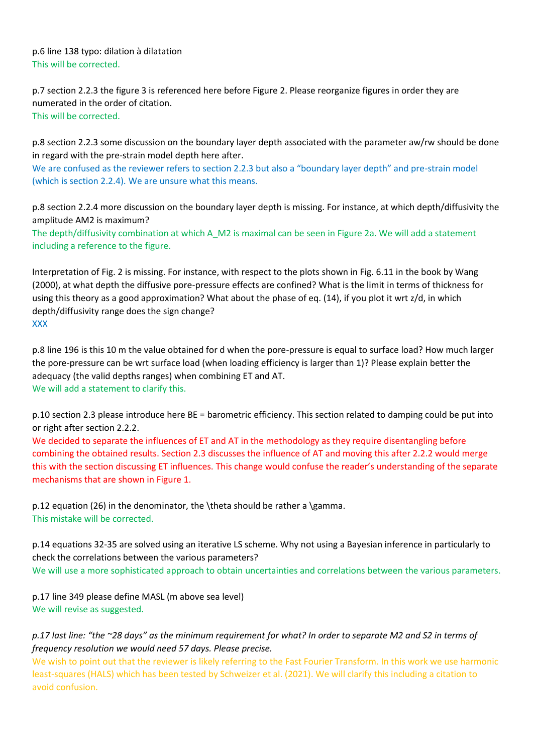p.6 line 138 typo: dilation à dilatation

This will be corrected.

p.7 section 2.2.3 the figure 3 is referenced here before Figure 2. Please reorganize figures in order they are numerated in the order of citation.

This will be corrected.

p.8 section 2.2.3 some discussion on the boundary layer depth associated with the parameter aw/rw should be done in regard with the pre-strain model depth here after.

We are confused as the reviewer refers to section 2.2.3 but also a "boundary layer depth" and pre-strain model (which is section 2.2.4). We are unsure what this means.

p.8 section 2.2.4 more discussion on the boundary layer depth is missing. For instance, at which depth/diffusivity the amplitude AM2 is maximum?

The depth/diffusivity combination at which $A\_M2$ is maximal can be seen in Figure 2a. We will add a statement including a reference to the figure.

Interpretation of Fig. 2 is missing. For instance, with respect to the plots shown in Fig. 6.11 in the book by Wang (2000), at what depth the diffusive pore-pressure effects are confined? What is the limit in terms of thickness for using this theory as a good approximation? What about the phase of eq. (14), if you plot it wrt z/d, in which depth/diffusivity range does the sign change?

XXX

p.8 line 196 is this 10 m the value obtained for d when the pore-pressure is equal to surface load? How much larger the pore-pressure can be wrt surface load (when loading efficiency is larger than 1)? Please explain better the adequacy (the valid depths ranges) when combining ET and AT.

We will add a statement to clarify this.

p.10 section 2.3 please introduce here BE = barometric efficiency. This section related to damping could be put into or right after section 2.2.2.

We decided to separate the influences of ET and AT in the methodology as they require disentangling before combining the obtained results. Section 2.3 discusses the influence of AT and moving this after 2.2.2 would merge this with the section discussing ET influences. This change would confuse the reader's understanding of the separate mechanisms that are shown in Figure 1.

p.12 equation (26) in the denominator, the \theta should be rather a \gamma.

This mistake will be corrected.

p.14 equations 32-35 are solved using an iterative LS scheme. Why not using a Bayesian inference in particularly to check the correlations between the various parameters?

We will use a more sophisticated approach to obtain uncertainties and correlations between the various parameters.

p.17 line 349 please define MASL (m above sea level)

We will revise as suggested.

*p.17 last line: "the ~28 days" as the minimum requirement for what? In order to separate M2 and S2 in terms of frequency resolution we would need 57 days. Please precise.*

We wish to point out that the reviewer is likely referring to the Fast Fourier Transform. In this work we use harmonic least-squares (HALS) which has been tested by Schweizer et al. (2021). We will clarify this including a citation to avoid confusion.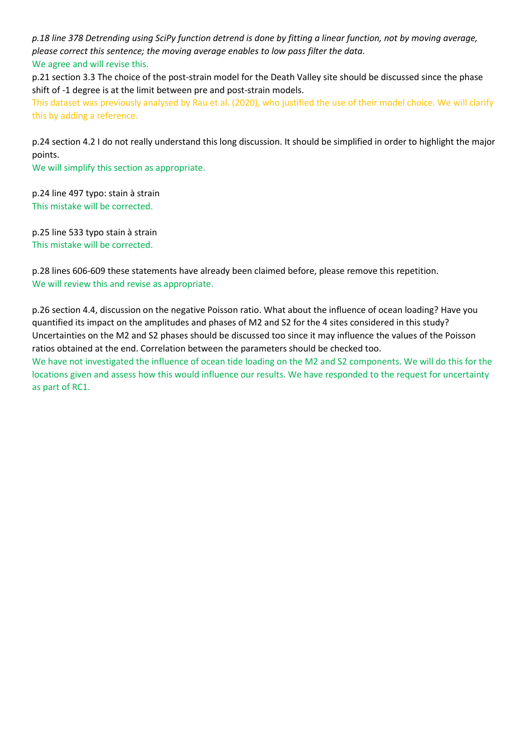*p.18 line 378 Detrending using SciPy function detrend is done by fitting a linear function, not by moving average, please correct this sentence; the moving average enables to low pass filter the data.*

We agree and will revise this.

p.21 section 3.3 The choice of the post-strain model for the Death Valley site should be discussed since the phase shift of -1 degree is at the limit between pre and post-strain models.

This dataset was previously analysed by Rau et al. (2020), who justified the use of their model choice. We will clarify this by adding a reference.

p.24 section 4.2 I do not really understand this long discussion. It should be simplified in order to highlight the major points.

We will simplify this section as appropriate.

p.24 line 497 typo: stain à strain

This mistake will be corrected.

p.25 line 533 typo stain à strain

This mistake will be corrected.

p.28 lines 606-609 these statements have already been claimed before, please remove this repetition.

We will review this and revise as appropriate.

p.26 section 4.4, discussion on the negative Poisson ratio. What about the influence of ocean loading? Have you quantified its impact on the amplitudes and phases of M2 and S2 for the 4 sites considered in this study? Uncertainties on the M2 and S2 phases should be discussed too since it may influence the values of the Poisson ratios obtained at the end. Correlation between the parameters should be checked too.

We have not investigated the influence of ocean tide loading on the M2 and S2 components. We will do this for the locations given and assess how this would influence our results. We have responded to the request for uncertainty as part of RC1.